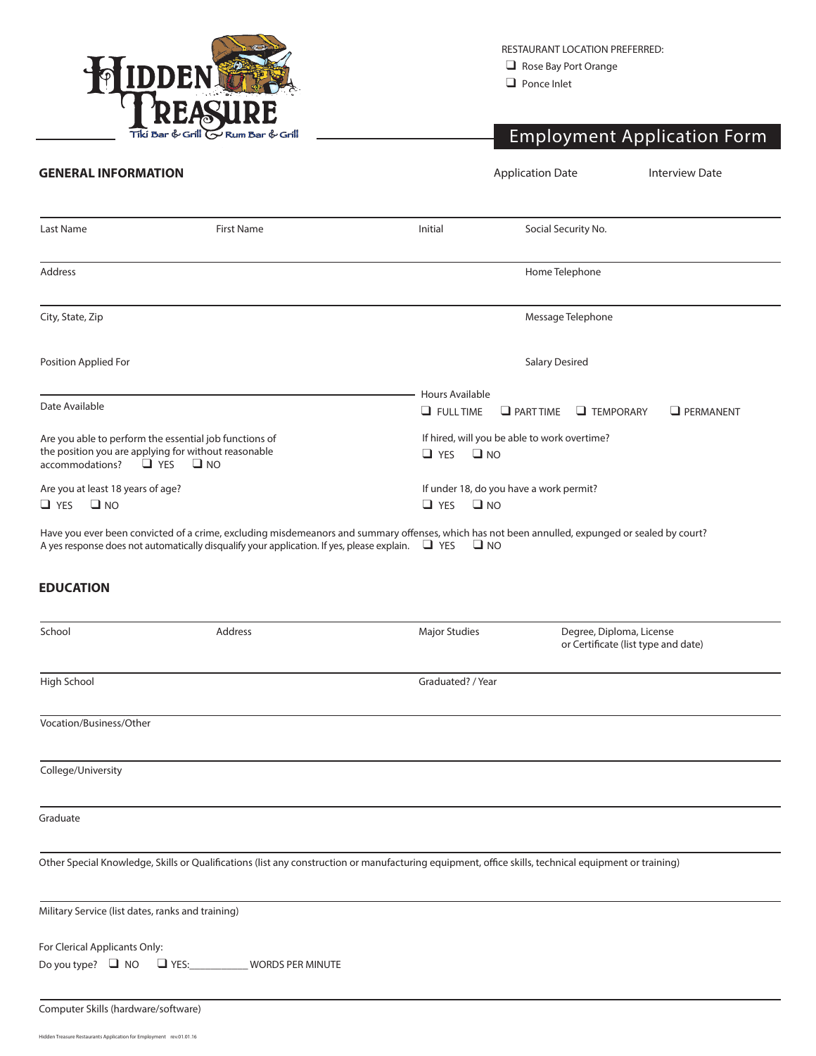Hidden Treasure
Tiki Bar & Grill · Rum Bar & Grill

RESTAURANT LOCATION PREFERRED:

- ❑ Rose Bay Port Orange
- ❑ Ponce Inlet

# Employment Application Form

## GENERAL INFORMATION

Application Date | Interview Date

| Last Name | First Name | Initial | Social Security No. |
|---|---|---|---|
| Address | | | Home Telephone |
| City, State, Zip | | | Message Telephone |
| Position Applied For | | | Salary Desired |

Date Available

Hours Available
❑ FULL TIME ❑ PART TIME ❑ TEMPORARY ❑ PERMANENT

Are you able to perform the essential job functions of the position you are applying for without reasonable accommodations? ❑ YES ❑ NO

If hired, will you be able to work overtime?
❑ YES ❑ NO

Are you at least 18 years of age?
❑ YES ❑ NO

If under 18, do you have a work permit?
❑ YES ❑ NO

Have you ever been convicted of a crime, excluding misdemeanors and summary offenses, which has not been annulled, expunged or sealed by court?
A yes response does not automatically disqualify your application. If yes, please explain. ❑ YES ❑ NO

## EDUCATION

| School | Address | Major Studies | Degree, Diploma, License or Certificate (list type and date) |
|---|---|---|---|
| High School | | Graduated? / Year | |
| Vocation/Business/Other | | | |
| College/University | | | |
| Graduate | | | |

Other Special Knowledge, Skills or Qualifications (list any construction or manufacturing equipment, office skills, technical equipment or training)

Military Service (list dates, ranks and training)

For Clerical Applicants Only:
Do you type? ❑ NO ❑ YES:__________ WORDS PER MINUTE

Computer Skills (hardware/software)

Hidden Treasure Restaurants Application for Employment rev.01.01.16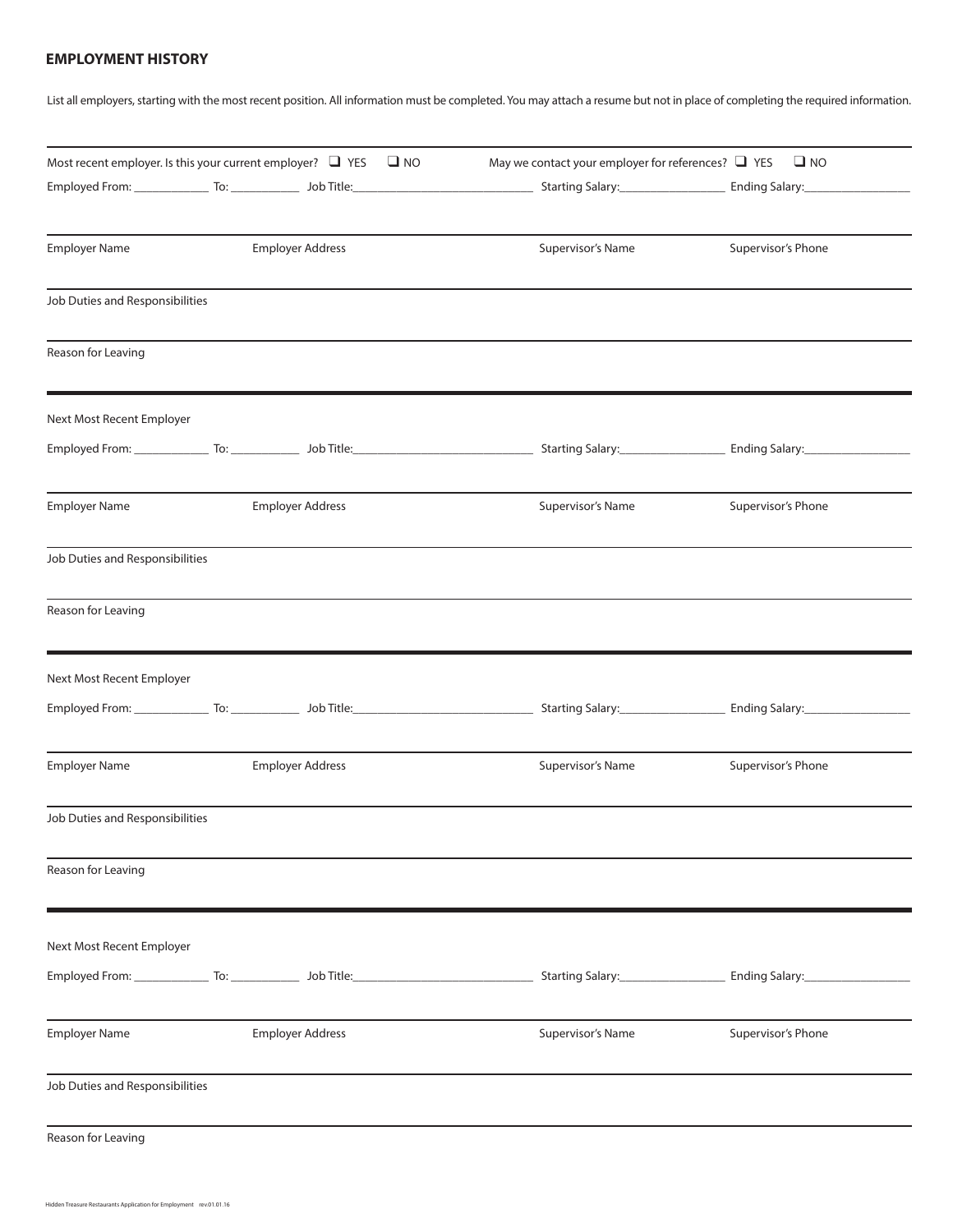## EMPLOYMENT HISTORY

List all employers, starting with the most recent position. All information must be completed. You may attach a resume but not in place of completing the required information.

Most recent employer. Is this your current employer? ❑ YES ❑ NO May we contact your employer for references? ❑ YES ❑ NO

Employed From: ____________ To: ___________ Job Title: ____________________________ Starting Salary: ________________ Ending Salary: ________________

| Employer Name | Employer Address | Supervisor's Name | Supervisor's Phone |
|---|---|---|---|

Job Duties and Responsibilities

Reason for Leaving

---

Next Most Recent Employer

Employed From: ____________ To: ___________ Job Title: ____________________________ Starting Salary: ________________ Ending Salary: ________________

| Employer Name | Employer Address | Supervisor's Name | Supervisor's Phone |
|---|---|---|---|

Job Duties and Responsibilities

Reason for Leaving

---

Next Most Recent Employer

Employed From: ____________ To: ___________ Job Title: ____________________________ Starting Salary: ________________ Ending Salary: ________________

| Employer Name | Employer Address | Supervisor's Name | Supervisor's Phone |
|---|---|---|---|

Job Duties and Responsibilities

Reason for Leaving

---

Next Most Recent Employer

Employed From: ____________ To: ___________ Job Title: ____________________________ Starting Salary: ________________ Ending Salary: ________________

| Employer Name | Employer Address | Supervisor's Name | Supervisor's Phone |
|---|---|---|---|

Job Duties and Responsibilities

Reason for Leaving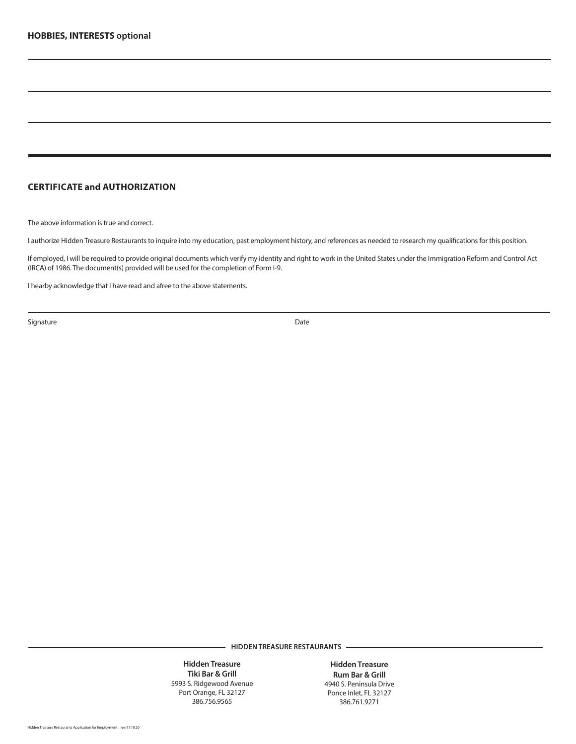**HOBBIES, INTERESTS optional**

---

---

---

## CERTIFICATE and AUTHORIZATION

The above information is true and correct.

I authorize Hidden Treasure Restaurants to inquire into my education, past employment history, and references as needed to research my qualifications for this position.

If employed, I will be required to provide original documents which verify my identity and right to work in the United States under the Immigration Reform and Control Act (IRCA) of 1986. The document(s) provided will be used for the completion of Form I-9.

I hearby acknowledge that I have read and afree to the above statements.

Signature                                        Date

**HIDDEN TREASURE RESTAURANTS**

**Hidden Treasure**
**Tiki Bar & Grill**
5993 S. Ridgewood Avenue
Port Orange, FL 32127
386.756.9565

**Hidden Treasure**
**Rum Bar & Grill**
4940 S. Peninsula Drive
Ponce Inlet, FL 32127
386.761.9271

Hidden Treasure Restaurants Application for Employment rev.11.10.20